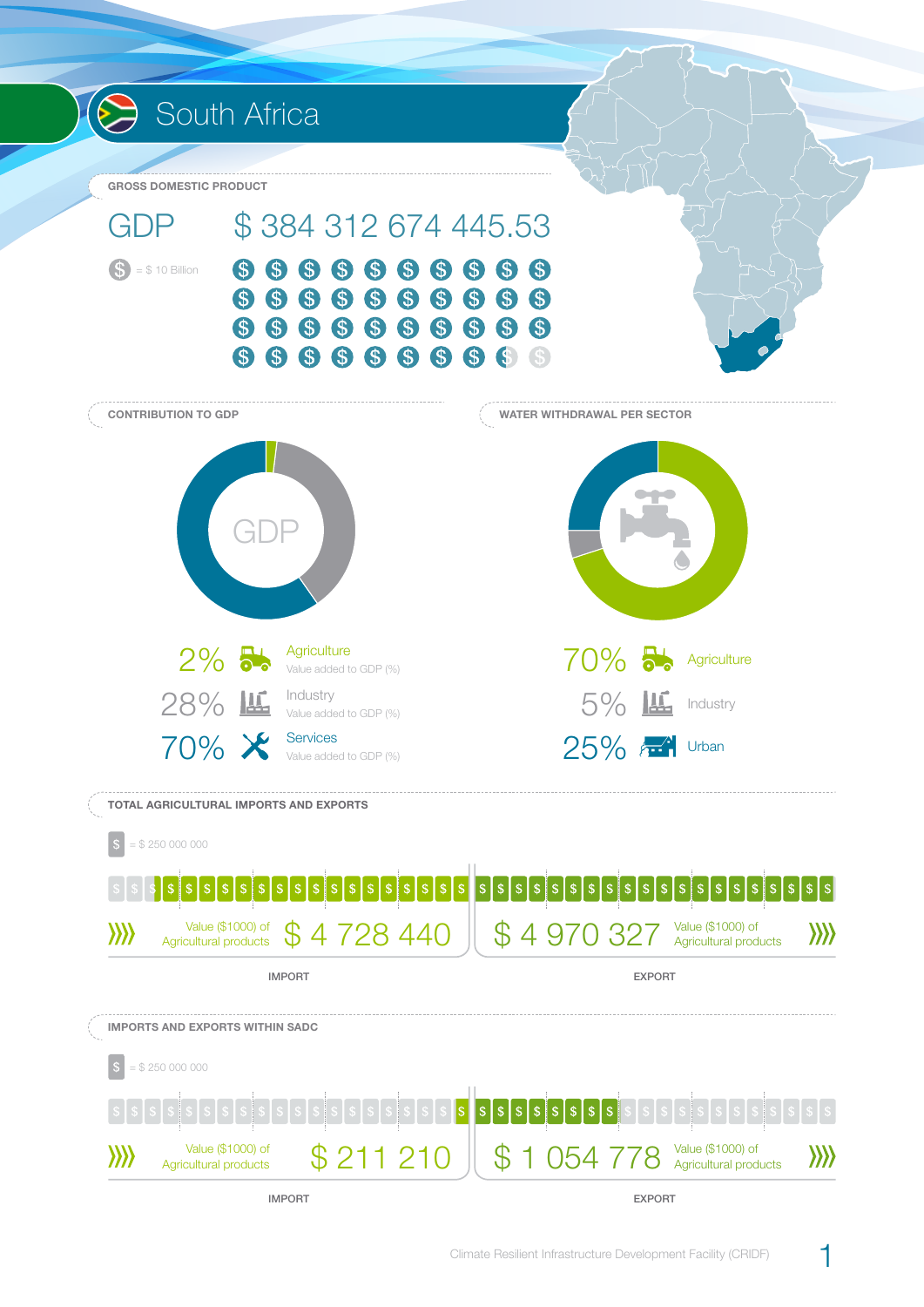# South Africa

## GROSS DOMESTIC PRODUCT

**GDP** $ 384 312 674 445.53

$ = $ 10 Billion

## CONTRIBUTION TO GDP

| % | Sector | Description |
|---|---|---|
| 2% | Agriculture | Value added to GDP (%) |
| 28% | Industry | Value added to GDP (%) |
| 70% | Services | Value added to GDP (%) |

## WATER WITHDRAWAL PER SECTOR

| % | Sector |
|---|---|
| 70% | Agriculture |
| 5% | Industry |
| 25% | Urban |

## TOTAL AGRICULTURAL IMPORTS AND EXPORTS

$ = $ 250 000 000

| | Value ($1000) of Agricultural products |
|---|---|
| IMPORT | $ 4 728 440 |
| EXPORT | $ 4 970 327 |

## IMPORTS AND EXPORTS WITHIN SADC

$ = $ 250 000 000

| | Value ($1000) of Agricultural products |
|---|---|
| IMPORT | $ 211 210 |
| EXPORT | $ 1 054 778 |

Climate Resilient Infrastructure Development Facility (CRIDF)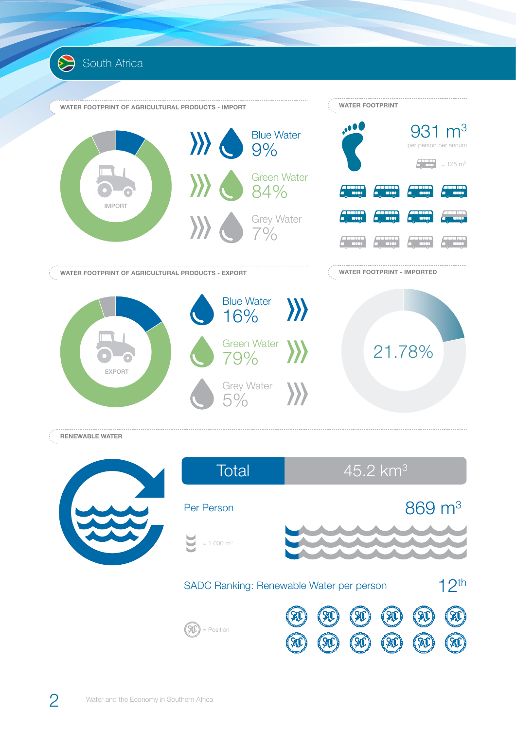# South Africa

## WATER FOOTPRINT OF AGRICULTURAL PRODUCTS - IMPORT

IMPORT

Blue Water 9%

Green Water 84%

Grey Water 7%

## WATER FOOTPRINT

931 $m^3$

per person per annum

= 125 $m^3$

## WATER FOOTPRINT OF AGRICULTURAL PRODUCTS - EXPORT

EXPORT

Blue Water 16%

Green Water 79%

Grey Water 5%

## WATER FOOTPRINT - IMPORTED

21.78%

## RENEWABLE WATER

| Total | 45.2 $km^3$ |
| --- | --- |

Per Person 869 $m^3$

= 1 000 $m^3$

SADC Ranking: Renewable Water per person 12th

= Position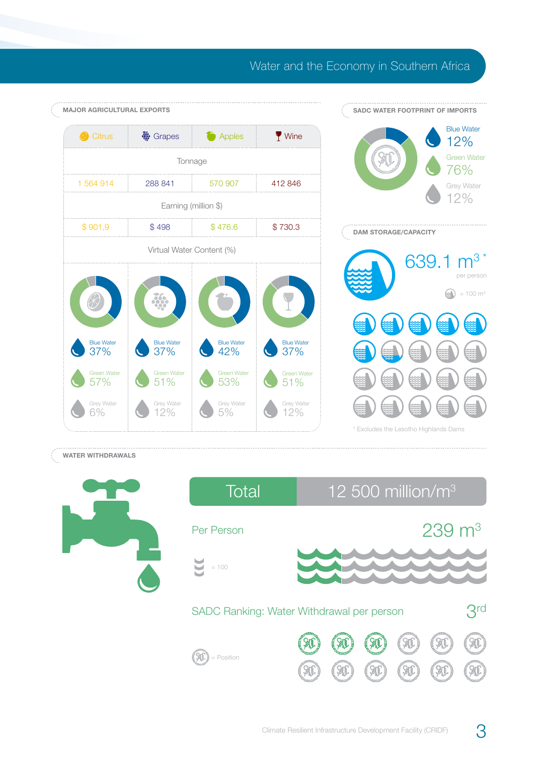# Water and the Economy in Southern Africa

## MAJOR AGRICULTURAL EXPORTS

| | Citrus | Grapes | Apples | Wine |
|---|---|---|---|---|
| Tonnage | 1 564 914 | 288 841 | 570 907 | 412 846 |
| Earning (million $) | $ 901,9 | $ 498 | $ 476.6 | $ 730.3 |
| Virtual Water Content (%) | | | | |
| Blue Water | 37% | 37% | 42% | 37% |
| Green Water | 57% | 51% | 53% | 51% |
| Grey Water | 6% | 12% | 5% | 12% |

## SADC WATER FOOTPRINT OF IMPORTS

- Blue Water 12%
- Green Water 76%
- Grey Water 12%

## DAM STORAGE/CAPACITY

639.1 $m^3$ * per person

= 100 $m^3$

* Excludes the Lesotho Highlands Dams

## WATER WITHDRAWALS

**Total** 12 500 million/$m^3$

Per Person 239 $m^3$

= 100

SADC Ranking: Water Withdrawal per person 3rd

= Position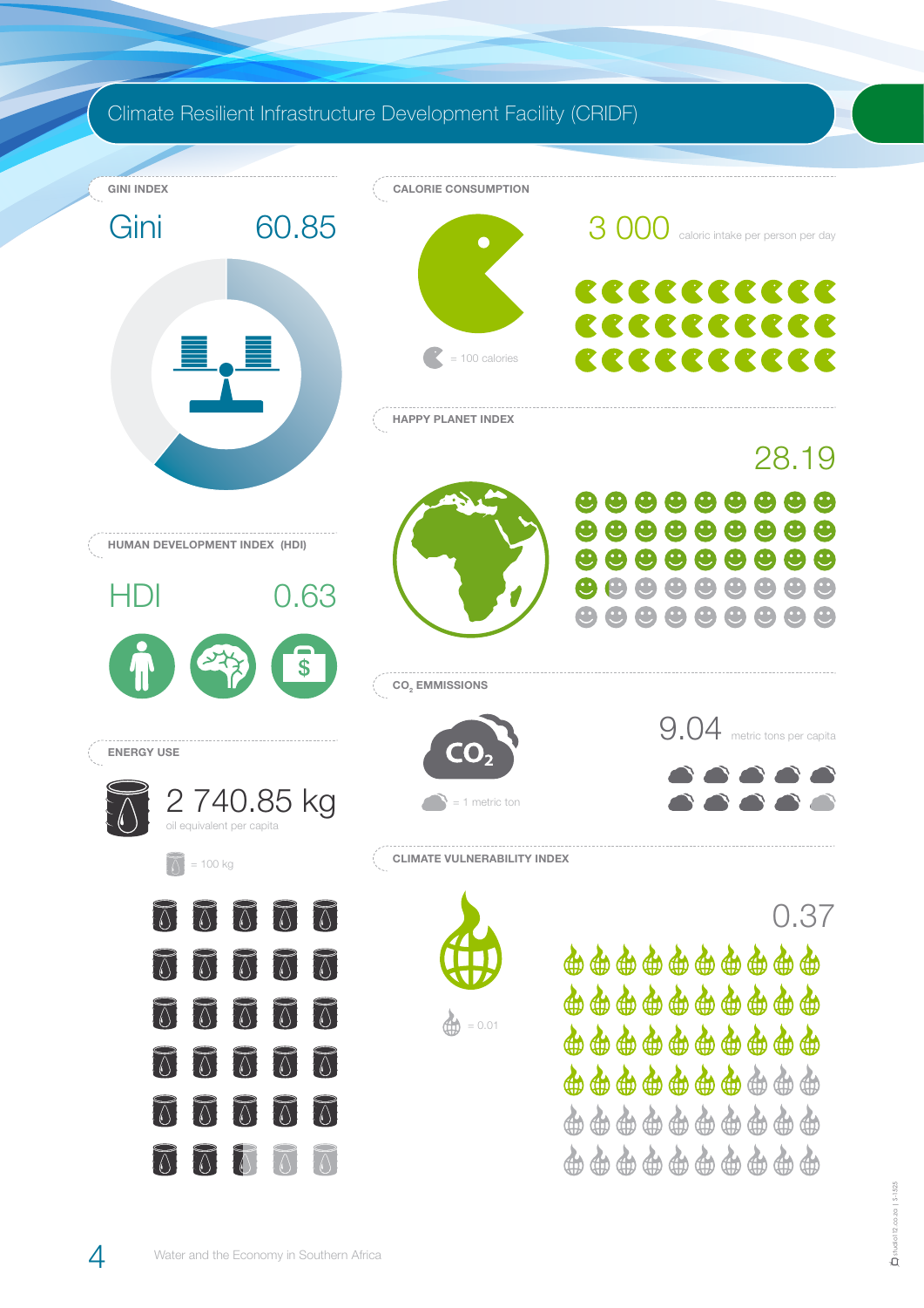# Climate Resilient Infrastructure Development Facility (CRIDF)

## GINI INDEX

Gini 60.85

## HUMAN DEVELOPMENT INDEX (HDI)

HDI 0.63

## ENERGY USE

2 740.85 kg

oil equivalent per capita

= 100 kg

## CALORIE CONSUMPTION

3 000 caloric intake per person per day

= 100 calories

## HAPPY PLANET INDEX

28.19

## $CO_2$ EMMISSIONS

9.04 metric tons per capita

= 1 metric ton

## CLIMATE VULNERABILITY INDEX

0.37

= 0.01

Water and the Economy in Southern Africa